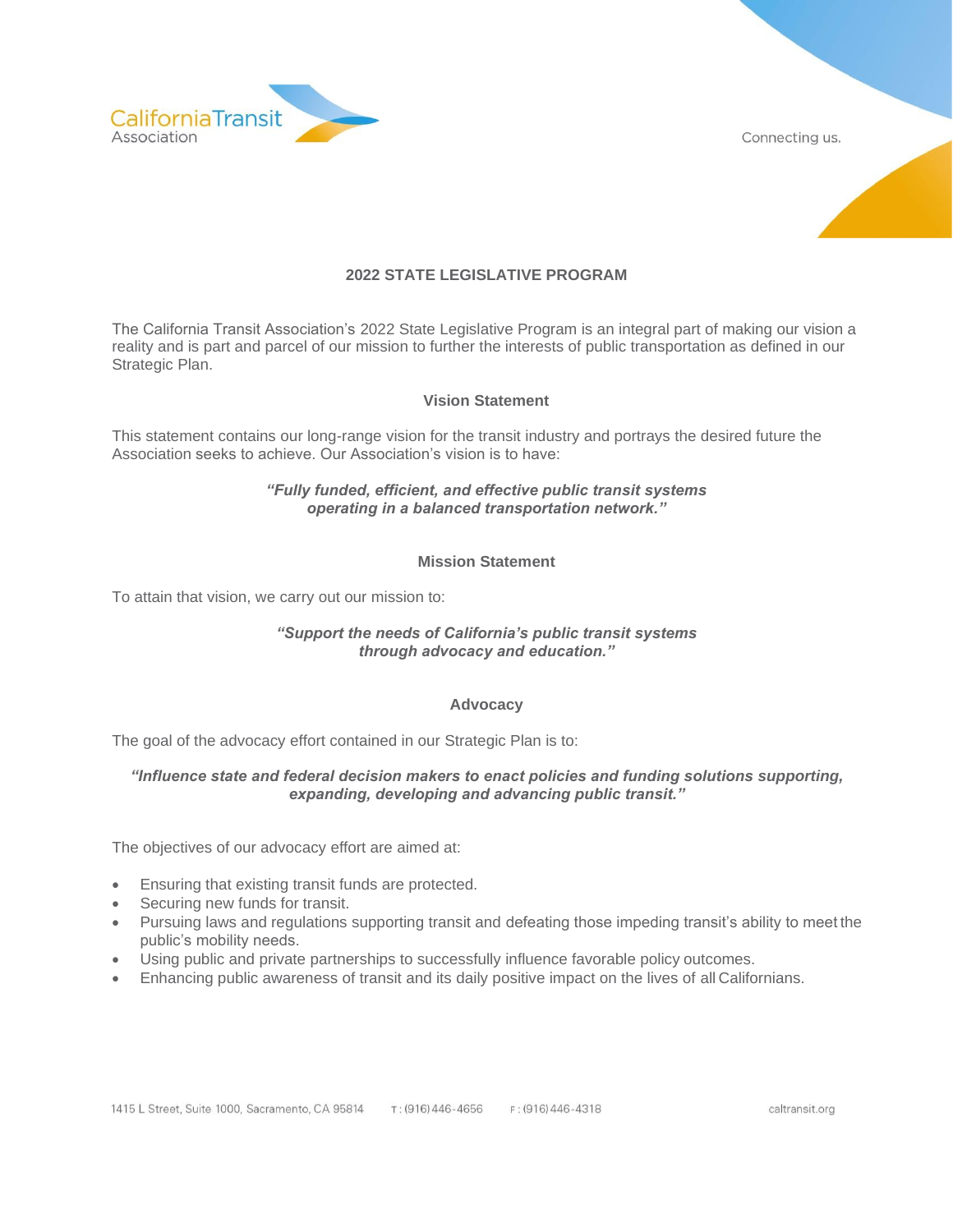California Transit Association

Connecting us.

# 2022 STATE LEGISLATIVE PROGRAM

The California Transit Association's 2022 State Legislative Program is an integral part of making our vision a reality and is part and parcel of our mission to further the interests of public transportation as defined in our Strategic Plan.

## Vision Statement

This statement contains our long-range vision for the transit industry and portrays the desired future the Association seeks to achieve. Our Association's vision is to have:

***"Fully funded, efficient, and effective public transit systems operating in a balanced transportation network."***

## Mission Statement

To attain that vision, we carry out our mission to:

***"Support the needs of California's public transit systems through advocacy and education."***

## Advocacy

The goal of the advocacy effort contained in our Strategic Plan is to:

***"Influence state and federal decision makers to enact policies and funding solutions supporting, expanding, developing and advancing public transit."***

The objectives of our advocacy effort are aimed at:

- Ensuring that existing transit funds are protected.
- Securing new funds for transit.
- Pursuing laws and regulations supporting transit and defeating those impeding transit's ability to meet the public's mobility needs.
- Using public and private partnerships to successfully influence favorable policy outcomes.
- Enhancing public awareness of transit and its daily positive impact on the lives of all Californians.

1415 L Street, Suite 1000, Sacramento, CA 95814 T: (916) 446-4656 F: (916) 446-4318 caltransit.org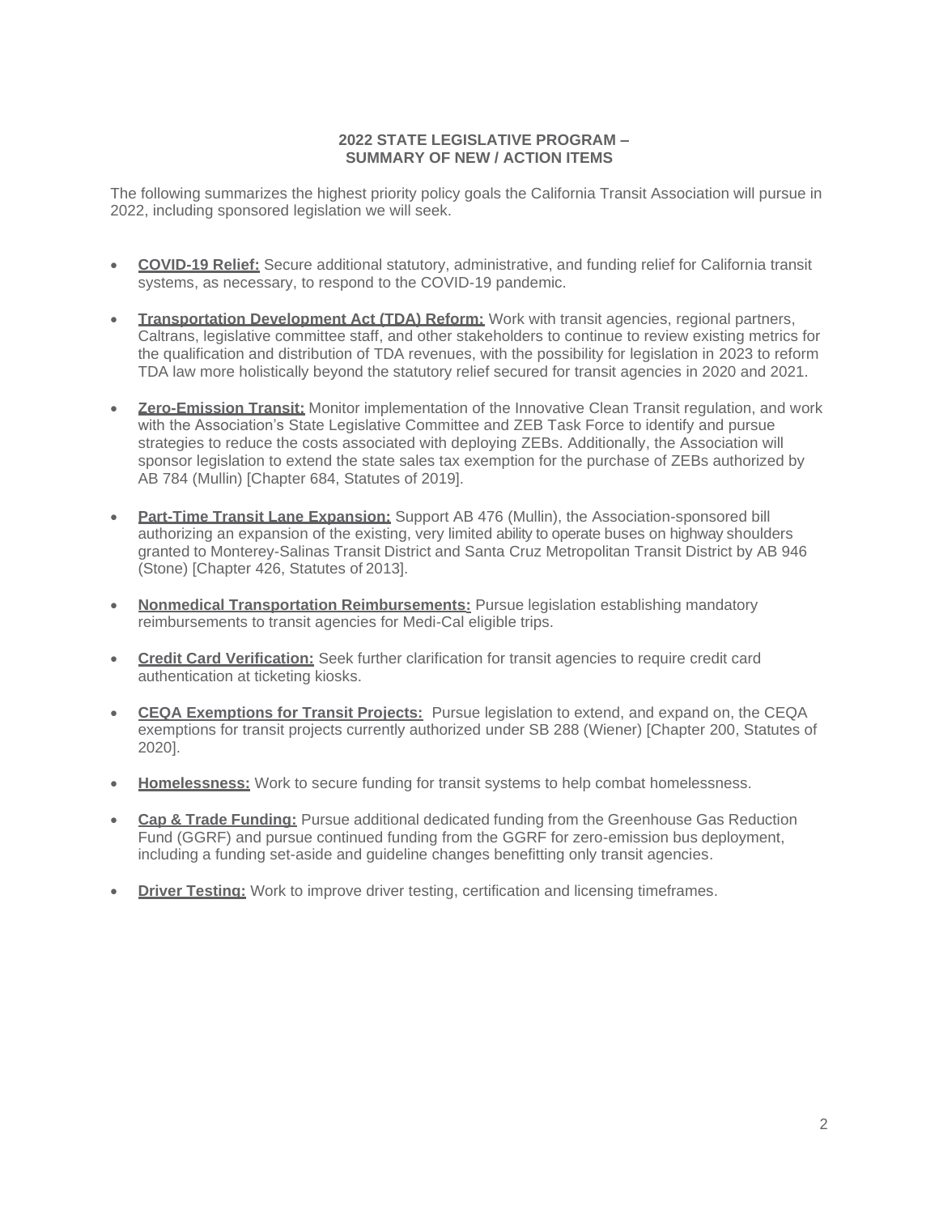## 2022 STATE LEGISLATIVE PROGRAM – SUMMARY OF NEW / ACTION ITEMS

The following summarizes the highest priority policy goals the California Transit Association will pursue in 2022, including sponsored legislation we will seek.

- **COVID-19 Relief:** Secure additional statutory, administrative, and funding relief for California transit systems, as necessary, to respond to the COVID-19 pandemic.

- **Transportation Development Act (TDA) Reform:** Work with transit agencies, regional partners, Caltrans, legislative committee staff, and other stakeholders to continue to review existing metrics for the qualification and distribution of TDA revenues, with the possibility for legislation in 2023 to reform TDA law more holistically beyond the statutory relief secured for transit agencies in 2020 and 2021.

- **Zero-Emission Transit:** Monitor implementation of the Innovative Clean Transit regulation, and work with the Association's State Legislative Committee and ZEB Task Force to identify and pursue strategies to reduce the costs associated with deploying ZEBs. Additionally, the Association will sponsor legislation to extend the state sales tax exemption for the purchase of ZEBs authorized by AB 784 (Mullin) [Chapter 684, Statutes of 2019].

- **Part-Time Transit Lane Expansion:** Support AB 476 (Mullin), the Association-sponsored bill authorizing an expansion of the existing, very limited ability to operate buses on highway shoulders granted to Monterey-Salinas Transit District and Santa Cruz Metropolitan Transit District by AB 946 (Stone) [Chapter 426, Statutes of 2013].

- **Nonmedical Transportation Reimbursements:** Pursue legislation establishing mandatory reimbursements to transit agencies for Medi-Cal eligible trips.

- **Credit Card Verification:** Seek further clarification for transit agencies to require credit card authentication at ticketing kiosks.

- **CEQA Exemptions for Transit Projects:** Pursue legislation to extend, and expand on, the CEQA exemptions for transit projects currently authorized under SB 288 (Wiener) [Chapter 200, Statutes of 2020].

- **Homelessness:** Work to secure funding for transit systems to help combat homelessness.

- **Cap & Trade Funding:** Pursue additional dedicated funding from the Greenhouse Gas Reduction Fund (GGRF) and pursue continued funding from the GGRF for zero-emission bus deployment, including a funding set-aside and guideline changes benefitting only transit agencies.

- **Driver Testing:** Work to improve driver testing, certification and licensing timeframes.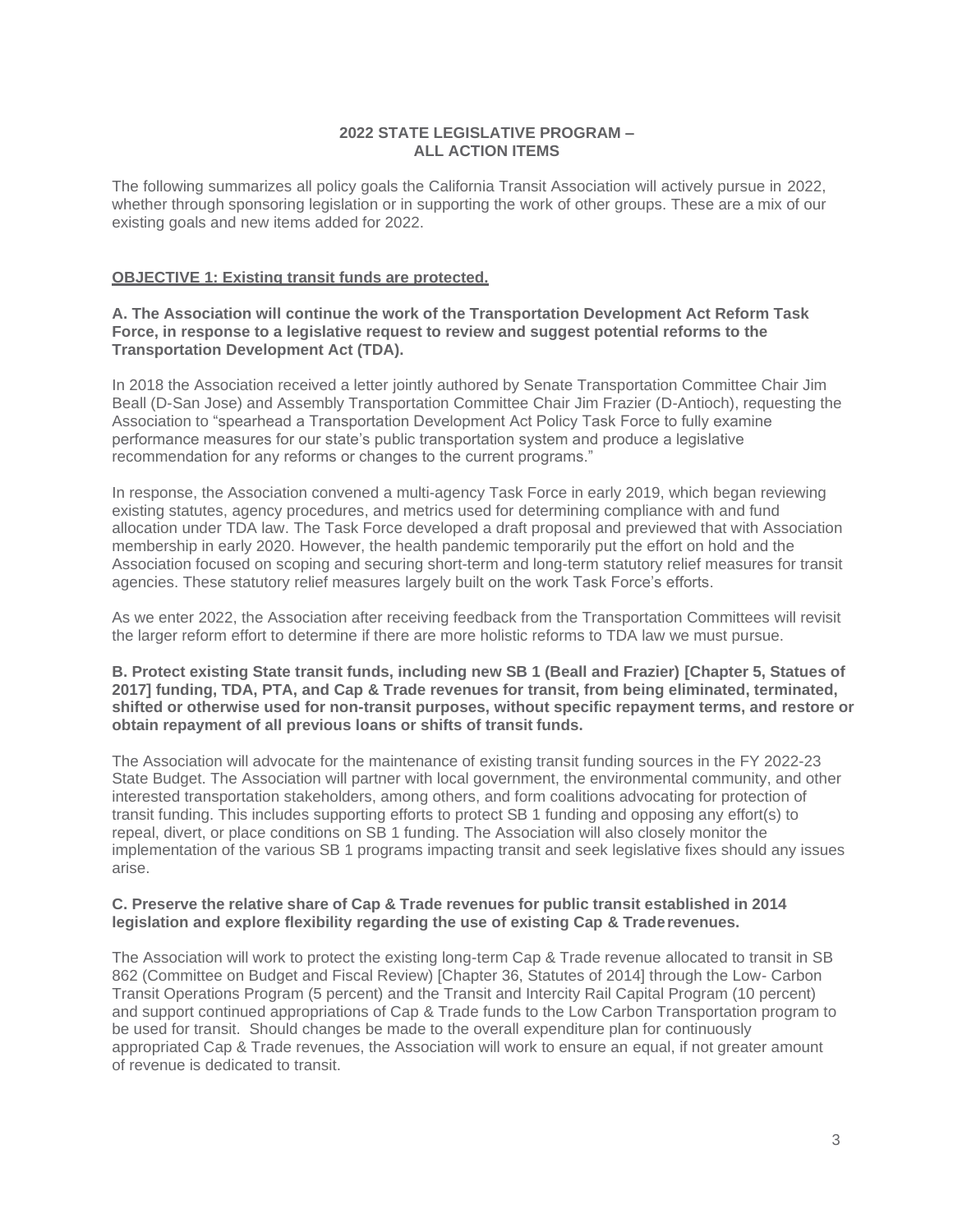## 2022 STATE LEGISLATIVE PROGRAM – ALL ACTION ITEMS

The following summarizes all policy goals the California Transit Association will actively pursue in 2022, whether through sponsoring legislation or in supporting the work of other groups. These are a mix of our existing goals and new items added for 2022.

### OBJECTIVE 1: Existing transit funds are protected.

**A. The Association will continue the work of the Transportation Development Act Reform Task Force, in response to a legislative request to review and suggest potential reforms to the Transportation Development Act (TDA).**

In 2018 the Association received a letter jointly authored by Senate Transportation Committee Chair Jim Beall (D-San Jose) and Assembly Transportation Committee Chair Jim Frazier (D-Antioch), requesting the Association to "spearhead a Transportation Development Act Policy Task Force to fully examine performance measures for our state's public transportation system and produce a legislative recommendation for any reforms or changes to the current programs."

In response, the Association convened a multi-agency Task Force in early 2019, which began reviewing existing statutes, agency procedures, and metrics used for determining compliance with and fund allocation under TDA law. The Task Force developed a draft proposal and previewed that with Association membership in early 2020. However, the health pandemic temporarily put the effort on hold and the Association focused on scoping and securing short-term and long-term statutory relief measures for transit agencies. These statutory relief measures largely built on the work Task Force's efforts.

As we enter 2022, the Association after receiving feedback from the Transportation Committees will revisit the larger reform effort to determine if there are more holistic reforms to TDA law we must pursue.

**B. Protect existing State transit funds, including new SB 1 (Beall and Frazier) [Chapter 5, Statues of 2017] funding, TDA, PTA, and Cap & Trade revenues for transit, from being eliminated, terminated, shifted or otherwise used for non-transit purposes, without specific repayment terms, and restore or obtain repayment of all previous loans or shifts of transit funds.**

The Association will advocate for the maintenance of existing transit funding sources in the FY 2022-23 State Budget. The Association will partner with local government, the environmental community, and other interested transportation stakeholders, among others, and form coalitions advocating for protection of transit funding. This includes supporting efforts to protect SB 1 funding and opposing any effort(s) to repeal, divert, or place conditions on SB 1 funding. The Association will also closely monitor the implementation of the various SB 1 programs impacting transit and seek legislative fixes should any issues arise.

**C. Preserve the relative share of Cap & Trade revenues for public transit established in 2014 legislation and explore flexibility regarding the use of existing Cap & Trade revenues.**

The Association will work to protect the existing long-term Cap & Trade revenue allocated to transit in SB 862 (Committee on Budget and Fiscal Review) [Chapter 36, Statutes of 2014] through the Low- Carbon Transit Operations Program (5 percent) and the Transit and Intercity Rail Capital Program (10 percent) and support continued appropriations of Cap & Trade funds to the Low Carbon Transportation program to be used for transit. Should changes be made to the overall expenditure plan for continuously appropriated Cap & Trade revenues, the Association will work to ensure an equal, if not greater amount of revenue is dedicated to transit.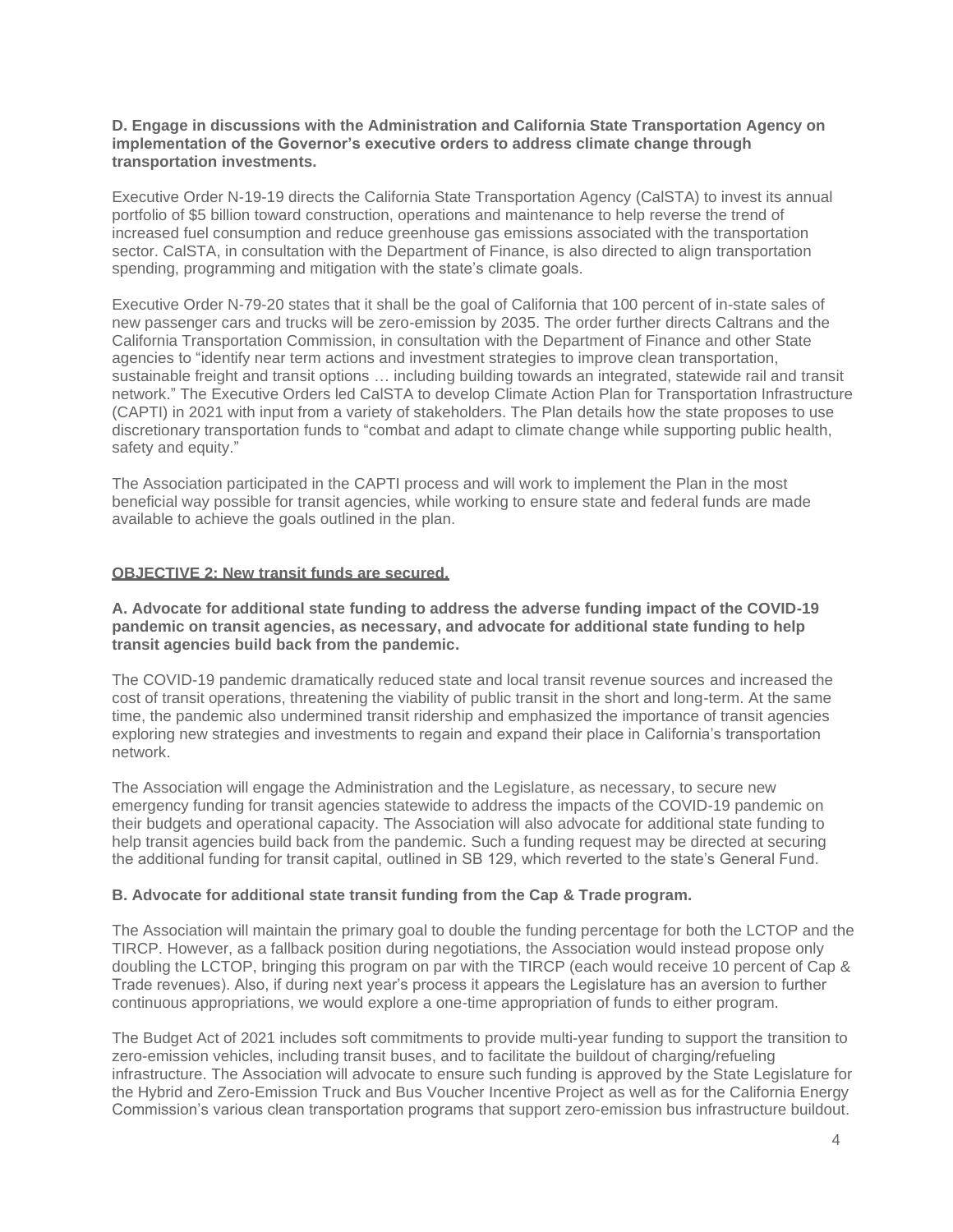**D. Engage in discussions with the Administration and California State Transportation Agency on implementation of the Governor's executive orders to address climate change through transportation investments.**

Executive Order N-19-19 directs the California State Transportation Agency (CalSTA) to invest its annual portfolio of $5 billion toward construction, operations and maintenance to help reverse the trend of increased fuel consumption and reduce greenhouse gas emissions associated with the transportation sector. CalSTA, in consultation with the Department of Finance, is also directed to align transportation spending, programming and mitigation with the state's climate goals.

Executive Order N-79-20 states that it shall be the goal of California that 100 percent of in-state sales of new passenger cars and trucks will be zero-emission by 2035. The order further directs Caltrans and the California Transportation Commission, in consultation with the Department of Finance and other State agencies to "identify near term actions and investment strategies to improve clean transportation, sustainable freight and transit options … including building towards an integrated, statewide rail and transit network." The Executive Orders led CalSTA to develop Climate Action Plan for Transportation Infrastructure (CAPTI) in 2021 with input from a variety of stakeholders. The Plan details how the state proposes to use discretionary transportation funds to "combat and adapt to climate change while supporting public health, safety and equity."

The Association participated in the CAPTI process and will work to implement the Plan in the most beneficial way possible for transit agencies, while working to ensure state and federal funds are made available to achieve the goals outlined in the plan.

## OBJECTIVE 2: New transit funds are secured.

**A. Advocate for additional state funding to address the adverse funding impact of the COVID-19 pandemic on transit agencies, as necessary, and advocate for additional state funding to help transit agencies build back from the pandemic.**

The COVID-19 pandemic dramatically reduced state and local transit revenue sources and increased the cost of transit operations, threatening the viability of public transit in the short and long-term. At the same time, the pandemic also undermined transit ridership and emphasized the importance of transit agencies exploring new strategies and investments to regain and expand their place in California's transportation network.

The Association will engage the Administration and the Legislature, as necessary, to secure new emergency funding for transit agencies statewide to address the impacts of the COVID-19 pandemic on their budgets and operational capacity. The Association will also advocate for additional state funding to help transit agencies build back from the pandemic. Such a funding request may be directed at securing the additional funding for transit capital, outlined in SB 129, which reverted to the state's General Fund.

**B. Advocate for additional state transit funding from the Cap & Trade program.**

The Association will maintain the primary goal to double the funding percentage for both the LCTOP and the TIRCP. However, as a fallback position during negotiations, the Association would instead propose only doubling the LCTOP, bringing this program on par with the TIRCP (each would receive 10 percent of Cap & Trade revenues). Also, if during next year's process it appears the Legislature has an aversion to further continuous appropriations, we would explore a one-time appropriation of funds to either program.

The Budget Act of 2021 includes soft commitments to provide multi-year funding to support the transition to zero-emission vehicles, including transit buses, and to facilitate the buildout of charging/refueling infrastructure. The Association will advocate to ensure such funding is approved by the State Legislature for the Hybrid and Zero-Emission Truck and Bus Voucher Incentive Project as well as for the California Energy Commission's various clean transportation programs that support zero-emission bus infrastructure buildout.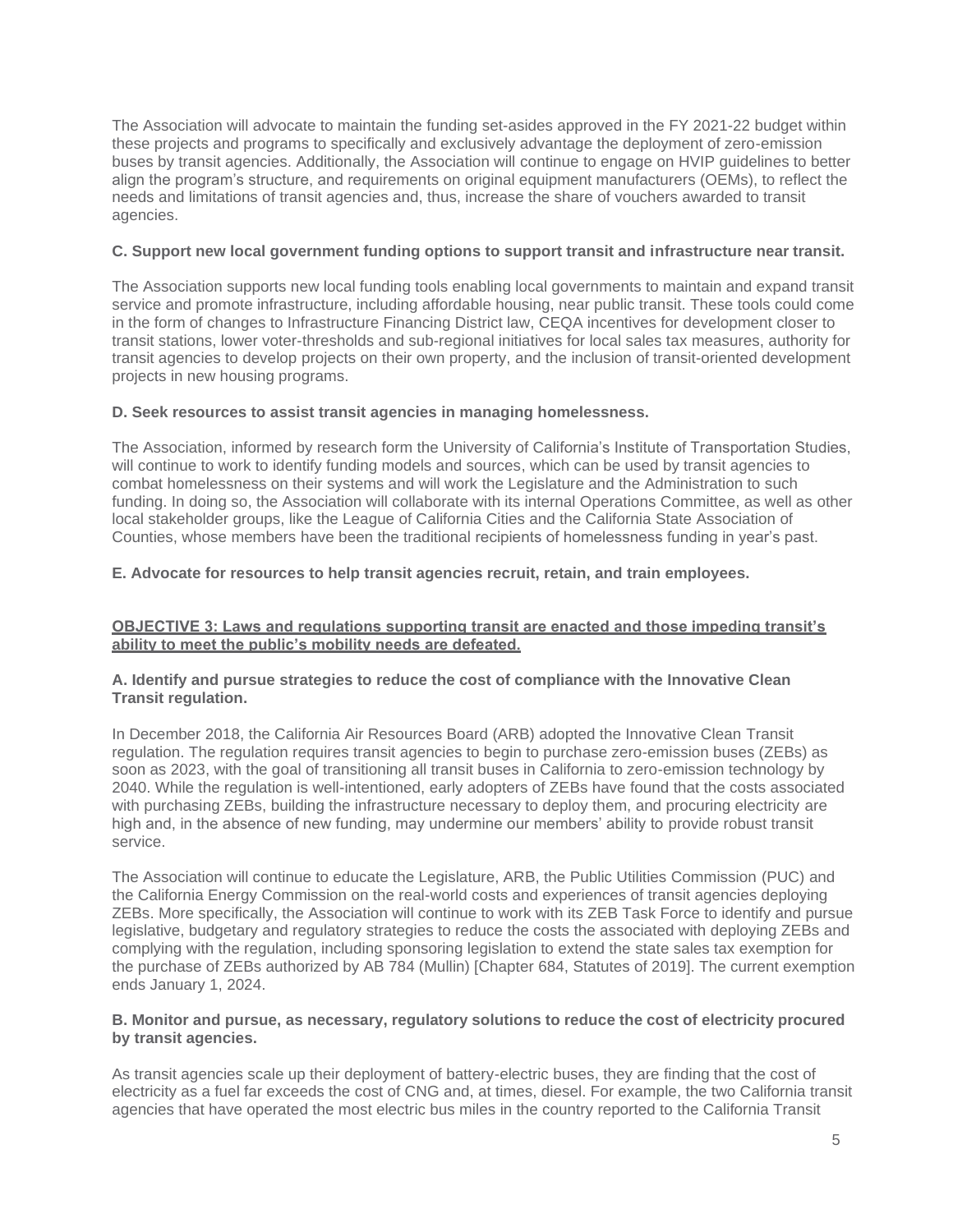The Association will advocate to maintain the funding set-asides approved in the FY 2021-22 budget within these projects and programs to specifically and exclusively advantage the deployment of zero-emission buses by transit agencies. Additionally, the Association will continue to engage on HVIP guidelines to better align the program's structure, and requirements on original equipment manufacturers (OEMs), to reflect the needs and limitations of transit agencies and, thus, increase the share of vouchers awarded to transit agencies.

**C. Support new local government funding options to support transit and infrastructure near transit.**

The Association supports new local funding tools enabling local governments to maintain and expand transit service and promote infrastructure, including affordable housing, near public transit. These tools could come in the form of changes to Infrastructure Financing District law, CEQA incentives for development closer to transit stations, lower voter-thresholds and sub-regional initiatives for local sales tax measures, authority for transit agencies to develop projects on their own property, and the inclusion of transit-oriented development projects in new housing programs.

**D. Seek resources to assist transit agencies in managing homelessness.**

The Association, informed by research form the University of California's Institute of Transportation Studies, will continue to work to identify funding models and sources, which can be used by transit agencies to combat homelessness on their systems and will work the Legislature and the Administration to such funding. In doing so, the Association will collaborate with its internal Operations Committee, as well as other local stakeholder groups, like the League of California Cities and the California State Association of Counties, whose members have been the traditional recipients of homelessness funding in year's past.

**E. Advocate for resources to help transit agencies recruit, retain, and train employees.**

**<u>OBJECTIVE 3: Laws and regulations supporting transit are enacted and those impeding transit's ability to meet the public's mobility needs are defeated.</u>**

**A. Identify and pursue strategies to reduce the cost of compliance with the Innovative Clean Transit regulation.**

In December 2018, the California Air Resources Board (ARB) adopted the Innovative Clean Transit regulation. The regulation requires transit agencies to begin to purchase zero-emission buses (ZEBs) as soon as 2023, with the goal of transitioning all transit buses in California to zero-emission technology by 2040. While the regulation is well-intentioned, early adopters of ZEBs have found that the costs associated with purchasing ZEBs, building the infrastructure necessary to deploy them, and procuring electricity are high and, in the absence of new funding, may undermine our members' ability to provide robust transit service.

The Association will continue to educate the Legislature, ARB, the Public Utilities Commission (PUC) and the California Energy Commission on the real-world costs and experiences of transit agencies deploying ZEBs. More specifically, the Association will continue to work with its ZEB Task Force to identify and pursue legislative, budgetary and regulatory strategies to reduce the costs the associated with deploying ZEBs and complying with the regulation, including sponsoring legislation to extend the state sales tax exemption for the purchase of ZEBs authorized by AB 784 (Mullin) [Chapter 684, Statutes of 2019]. The current exemption ends January 1, 2024.

**B. Monitor and pursue, as necessary, regulatory solutions to reduce the cost of electricity procured by transit agencies.**

As transit agencies scale up their deployment of battery-electric buses, they are finding that the cost of electricity as a fuel far exceeds the cost of CNG and, at times, diesel. For example, the two California transit agencies that have operated the most electric bus miles in the country reported to the California Transit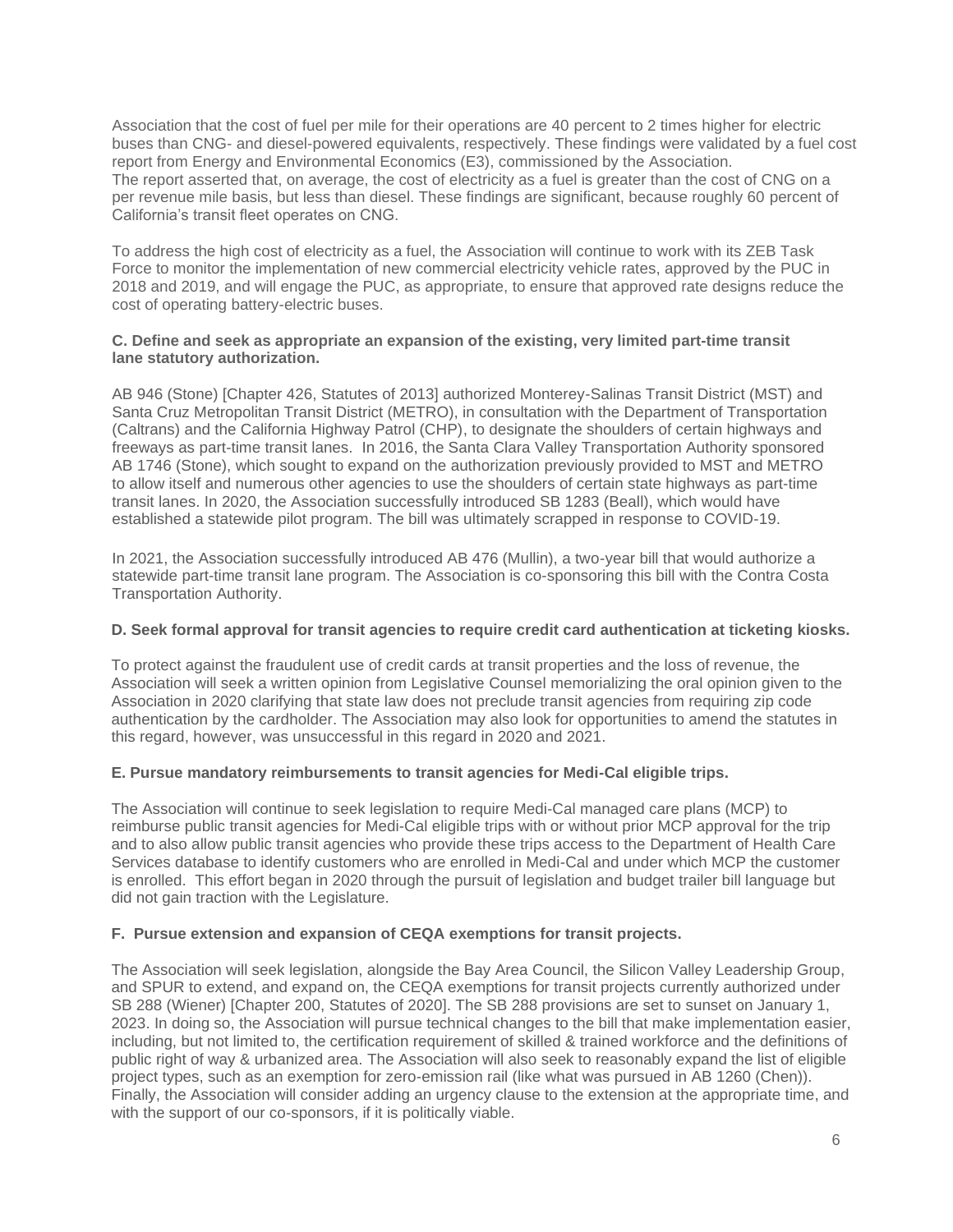Association that the cost of fuel per mile for their operations are 40 percent to 2 times higher for electric buses than CNG- and diesel-powered equivalents, respectively. These findings were validated by a fuel cost report from Energy and Environmental Economics (E3), commissioned by the Association.
The report asserted that, on average, the cost of electricity as a fuel is greater than the cost of CNG on a per revenue mile basis, but less than diesel. These findings are significant, because roughly 60 percent of California's transit fleet operates on CNG.

To address the high cost of electricity as a fuel, the Association will continue to work with its ZEB Task Force to monitor the implementation of new commercial electricity vehicle rates, approved by the PUC in 2018 and 2019, and will engage the PUC, as appropriate, to ensure that approved rate designs reduce the cost of operating battery-electric buses.

**C. Define and seek as appropriate an expansion of the existing, very limited part-time transit lane statutory authorization.**

AB 946 (Stone) [Chapter 426, Statutes of 2013] authorized Monterey-Salinas Transit District (MST) and Santa Cruz Metropolitan Transit District (METRO), in consultation with the Department of Transportation (Caltrans) and the California Highway Patrol (CHP), to designate the shoulders of certain highways and freeways as part-time transit lanes. In 2016, the Santa Clara Valley Transportation Authority sponsored AB 1746 (Stone), which sought to expand on the authorization previously provided to MST and METRO to allow itself and numerous other agencies to use the shoulders of certain state highways as part-time transit lanes. In 2020, the Association successfully introduced SB 1283 (Beall), which would have established a statewide pilot program. The bill was ultimately scrapped in response to COVID-19.

In 2021, the Association successfully introduced AB 476 (Mullin), a two-year bill that would authorize a statewide part-time transit lane program. The Association is co-sponsoring this bill with the Contra Costa Transportation Authority.

**D. Seek formal approval for transit agencies to require credit card authentication at ticketing kiosks.**

To protect against the fraudulent use of credit cards at transit properties and the loss of revenue, the Association will seek a written opinion from Legislative Counsel memorializing the oral opinion given to the Association in 2020 clarifying that state law does not preclude transit agencies from requiring zip code authentication by the cardholder. The Association may also look for opportunities to amend the statutes in this regard, however, was unsuccessful in this regard in 2020 and 2021.

**E. Pursue mandatory reimbursements to transit agencies for Medi-Cal eligible trips.**

The Association will continue to seek legislation to require Medi-Cal managed care plans (MCP) to reimburse public transit agencies for Medi-Cal eligible trips with or without prior MCP approval for the trip and to also allow public transit agencies who provide these trips access to the Department of Health Care Services database to identify customers who are enrolled in Medi-Cal and under which MCP the customer is enrolled. This effort began in 2020 through the pursuit of legislation and budget trailer bill language but did not gain traction with the Legislature.

**F. Pursue extension and expansion of CEQA exemptions for transit projects.**

The Association will seek legislation, alongside the Bay Area Council, the Silicon Valley Leadership Group, and SPUR to extend, and expand on, the CEQA exemptions for transit projects currently authorized under SB 288 (Wiener) [Chapter 200, Statutes of 2020]. The SB 288 provisions are set to sunset on January 1, 2023. In doing so, the Association will pursue technical changes to the bill that make implementation easier, including, but not limited to, the certification requirement of skilled & trained workforce and the definitions of public right of way & urbanized area. The Association will also seek to reasonably expand the list of eligible project types, such as an exemption for zero-emission rail (like what was pursued in AB 1260 (Chen)). Finally, the Association will consider adding an urgency clause to the extension at the appropriate time, and with the support of our co-sponsors, if it is politically viable.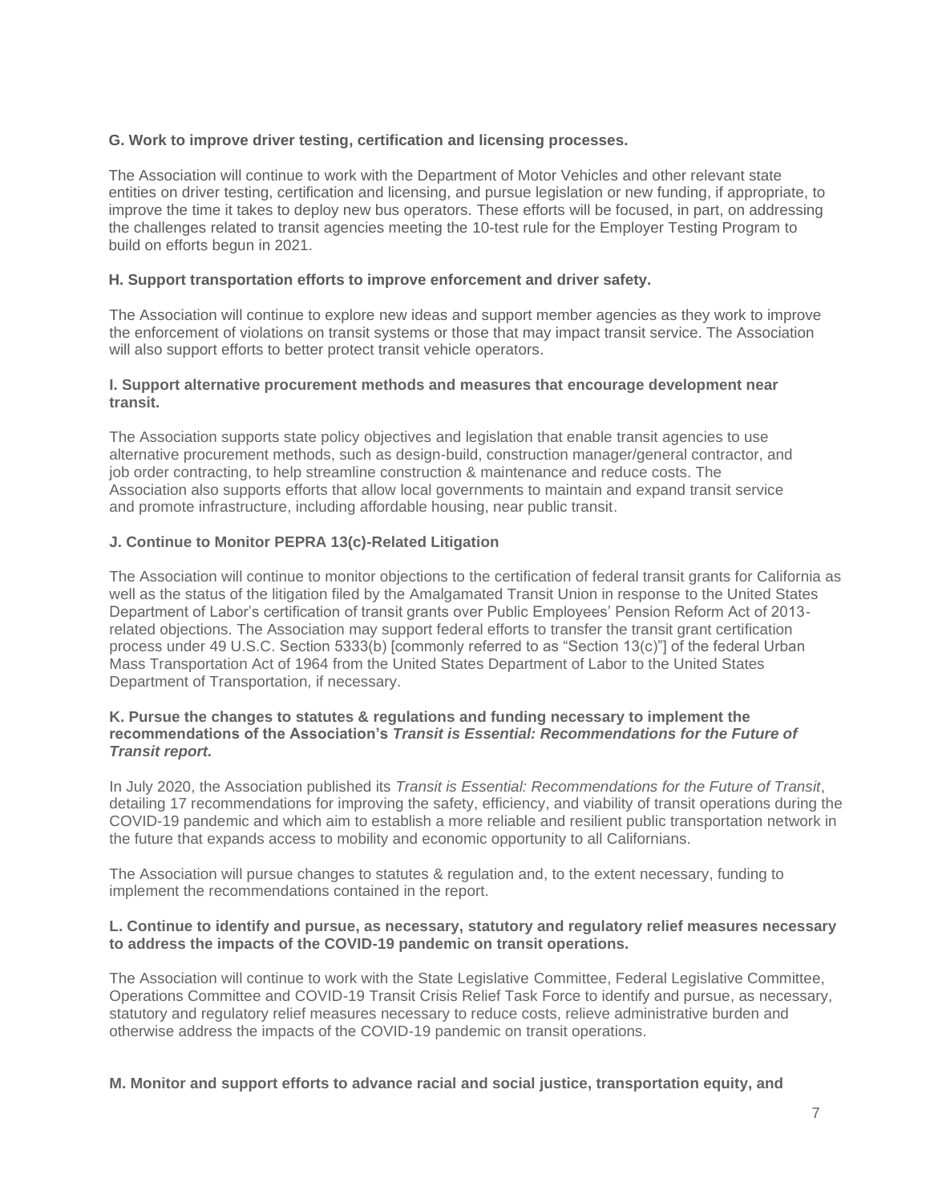**G. Work to improve driver testing, certification and licensing processes.**

The Association will continue to work with the Department of Motor Vehicles and other relevant state entities on driver testing, certification and licensing, and pursue legislation or new funding, if appropriate, to improve the time it takes to deploy new bus operators. These efforts will be focused, in part, on addressing the challenges related to transit agencies meeting the 10-test rule for the Employer Testing Program to build on efforts begun in 2021.

**H. Support transportation efforts to improve enforcement and driver safety.**

The Association will continue to explore new ideas and support member agencies as they work to improve the enforcement of violations on transit systems or those that may impact transit service. The Association will also support efforts to better protect transit vehicle operators.

**I. Support alternative procurement methods and measures that encourage development near transit.**

The Association supports state policy objectives and legislation that enable transit agencies to use alternative procurement methods, such as design-build, construction manager/general contractor, and job order contracting, to help streamline construction & maintenance and reduce costs. The Association also supports efforts that allow local governments to maintain and expand transit service and promote infrastructure, including affordable housing, near public transit.

**J. Continue to Monitor PEPRA 13(c)-Related Litigation**

The Association will continue to monitor objections to the certification of federal transit grants for California as well as the status of the litigation filed by the Amalgamated Transit Union in response to the United States Department of Labor's certification of transit grants over Public Employees' Pension Reform Act of 2013-related objections. The Association may support federal efforts to transfer the transit grant certification process under 49 U.S.C. Section 5333(b) [commonly referred to as "Section 13(c)"] of the federal Urban Mass Transportation Act of 1964 from the United States Department of Labor to the United States Department of Transportation, if necessary.

**K. Pursue the changes to statutes & regulations and funding necessary to implement the recommendations of the Association's *Transit is Essential: Recommendations for the Future of Transit report.***

In July 2020, the Association published its *Transit is Essential: Recommendations for the Future of Transit*, detailing 17 recommendations for improving the safety, efficiency, and viability of transit operations during the COVID-19 pandemic and which aim to establish a more reliable and resilient public transportation network in the future that expands access to mobility and economic opportunity to all Californians.

The Association will pursue changes to statutes & regulation and, to the extent necessary, funding to implement the recommendations contained in the report.

**L. Continue to identify and pursue, as necessary, statutory and regulatory relief measures necessary to address the impacts of the COVID-19 pandemic on transit operations.**

The Association will continue to work with the State Legislative Committee, Federal Legislative Committee, Operations Committee and COVID-19 Transit Crisis Relief Task Force to identify and pursue, as necessary, statutory and regulatory relief measures necessary to reduce costs, relieve administrative burden and otherwise address the impacts of the COVID-19 pandemic on transit operations.

**M. Monitor and support efforts to advance racial and social justice, transportation equity, and**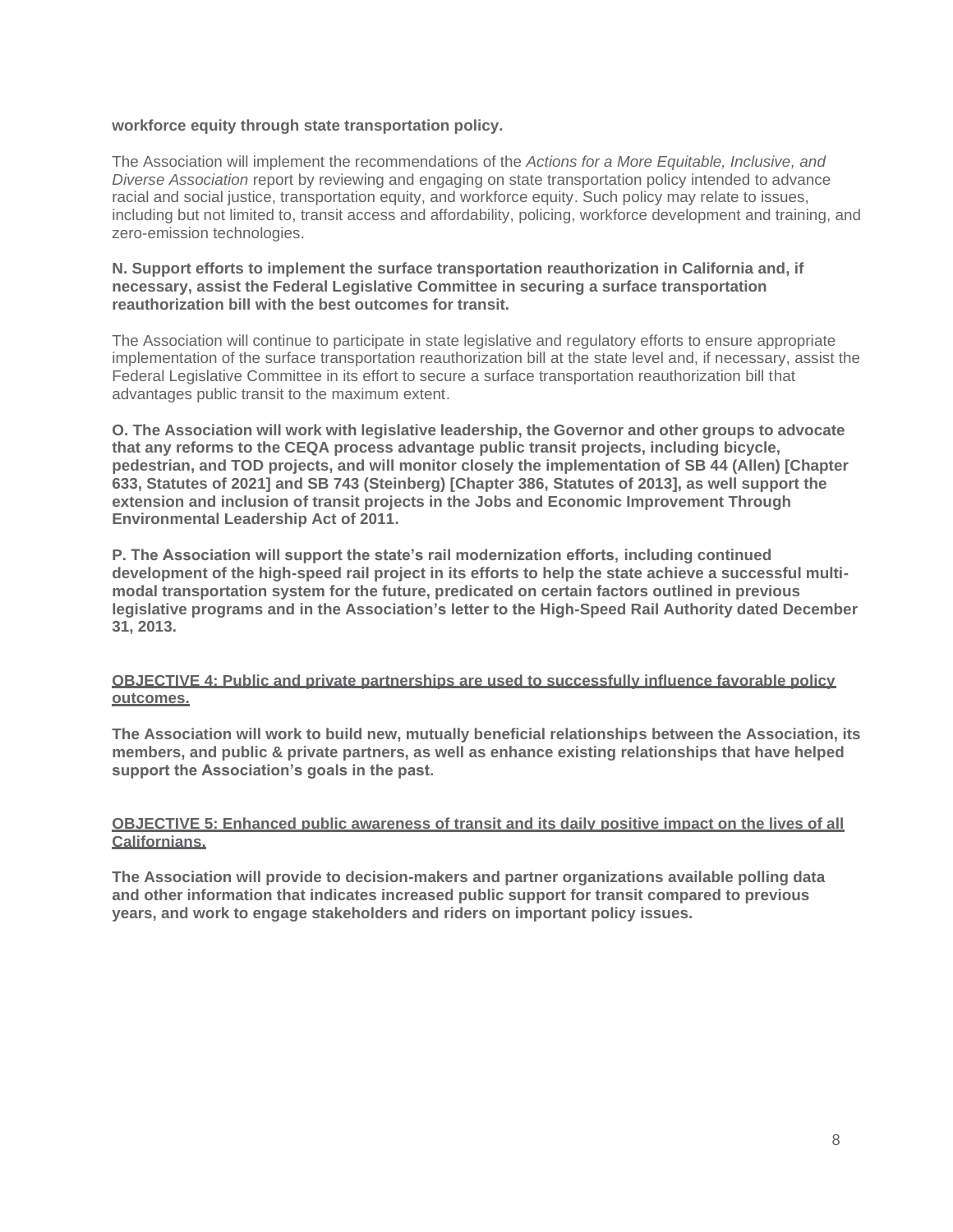**workforce equity through state transportation policy.**

The Association will implement the recommendations of the *Actions for a More Equitable, Inclusive, and Diverse Association* report by reviewing and engaging on state transportation policy intended to advance racial and social justice, transportation equity, and workforce equity. Such policy may relate to issues, including but not limited to, transit access and affordability, policing, workforce development and training, and zero-emission technologies.

**N. Support efforts to implement the surface transportation reauthorization in California and, if necessary, assist the Federal Legislative Committee in securing a surface transportation reauthorization bill with the best outcomes for transit.**

The Association will continue to participate in state legislative and regulatory efforts to ensure appropriate implementation of the surface transportation reauthorization bill at the state level and, if necessary, assist the Federal Legislative Committee in its effort to secure a surface transportation reauthorization bill that advantages public transit to the maximum extent.

**O. The Association will work with legislative leadership, the Governor and other groups to advocate that any reforms to the CEQA process advantage public transit projects, including bicycle, pedestrian, and TOD projects, and will monitor closely the implementation of SB 44 (Allen) [Chapter 633, Statutes of 2021] and SB 743 (Steinberg) [Chapter 386, Statutes of 2013], as well support the extension and inclusion of transit projects in the Jobs and Economic Improvement Through Environmental Leadership Act of 2011.**

**P. The Association will support the state's rail modernization efforts, including continued development of the high-speed rail project in its efforts to help the state achieve a successful multi-modal transportation system for the future, predicated on certain factors outlined in previous legislative programs and in the Association's letter to the High-Speed Rail Authority dated December 31, 2013.**

## OBJECTIVE 4: Public and private partnerships are used to successfully influence favorable policy outcomes.

**The Association will work to build new, mutually beneficial relationships between the Association, its members, and public & private partners, as well as enhance existing relationships that have helped support the Association's goals in the past.**

## OBJECTIVE 5: Enhanced public awareness of transit and its daily positive impact on the lives of all Californians.

**The Association will provide to decision-makers and partner organizations available polling data and other information that indicates increased public support for transit compared to previous years, and work to engage stakeholders and riders on important policy issues.**